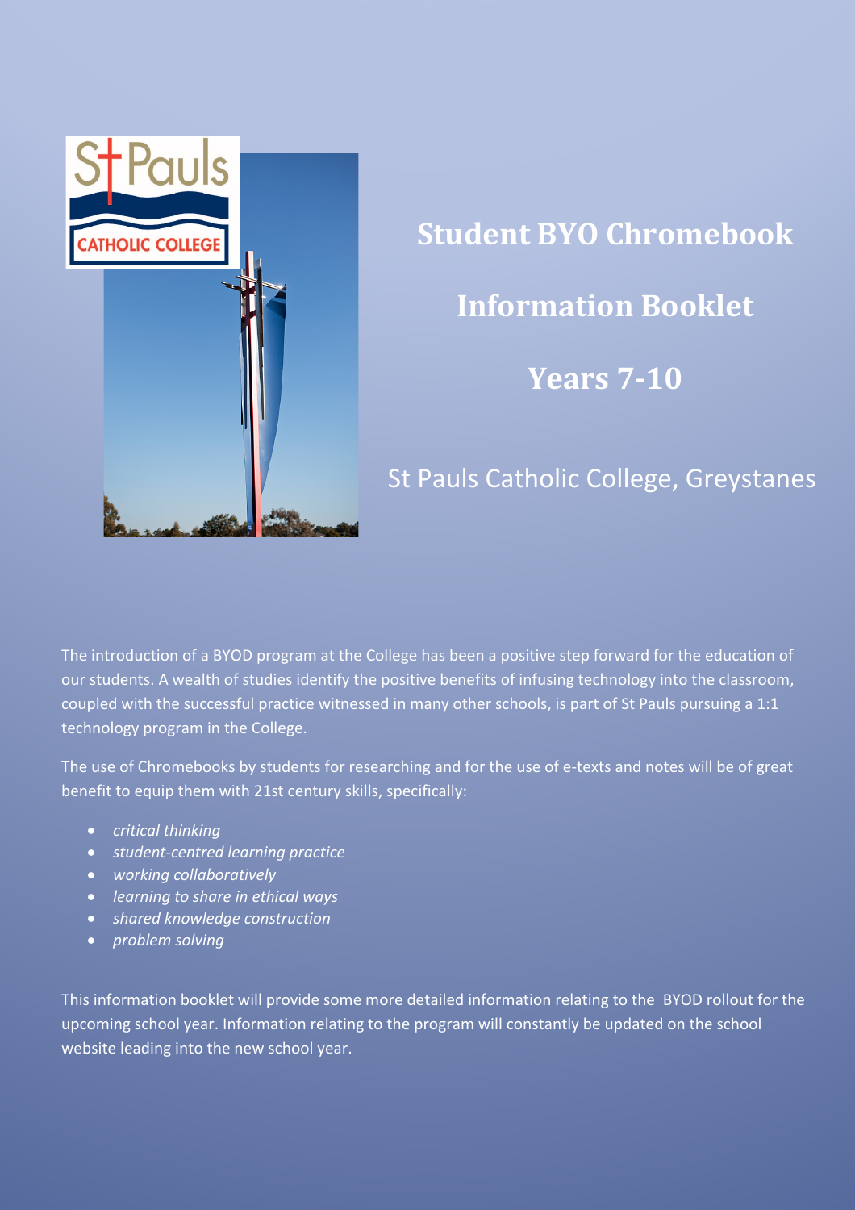# Student BYO Chromebook Information Booklet

## Years 7-10

St Pauls Catholic College, Greystanes

The introduction of a BYOD program at the College has been a positive step forward for the education of our students. A wealth of studies identify the positive benefits of infusing technology into the classroom, coupled with the successful practice witnessed in many other schools, is part of St Pauls pursuing a 1:1 technology program in the College.

The use of Chromebooks by students for researching and for the use of e-texts and notes will be of great benefit to equip them with 21st century skills, specifically:

- *critical thinking*
- *student-centred learning practice*
- *working collaboratively*
- *learning to share in ethical ways*
- *shared knowledge construction*
- *problem solving*

This information booklet will provide some more detailed information relating to the BYOD rollout for the upcoming school year. Information relating to the program will constantly be updated on the school website leading into the new school year.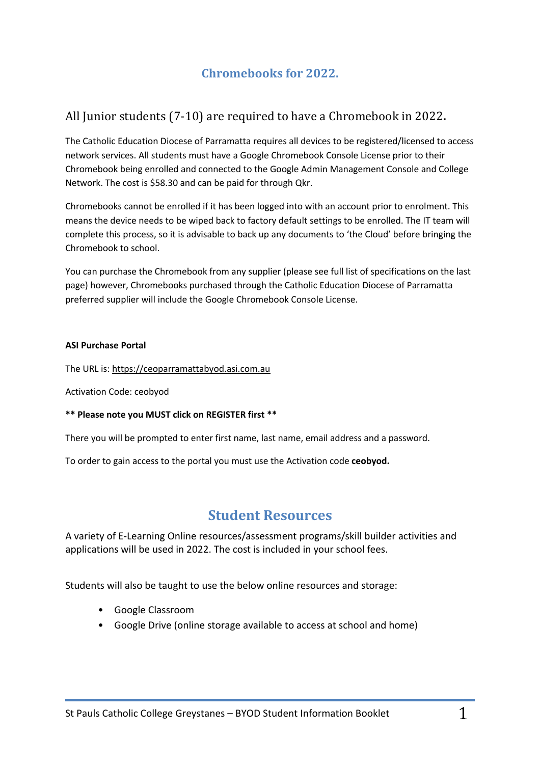# Chromebooks for 2022.

## All Junior students (7-10) are required to have a Chromebook in 2022.

The Catholic Education Diocese of Parramatta requires all devices to be registered/licensed to access network services. All students must have a Google Chromebook Console License prior to their Chromebook being enrolled and connected to the Google Admin Management Console and College Network. The cost is $58.30 and can be paid for through Qkr.

Chromebooks cannot be enrolled if it has been logged into with an account prior to enrolment. This means the device needs to be wiped back to factory default settings to be enrolled. The IT team will complete this process, so it is advisable to back up any documents to 'the Cloud' before bringing the Chromebook to school.

You can purchase the Chromebook from any supplier (please see full list of specifications on the last page) however, Chromebooks purchased through the Catholic Education Diocese of Parramatta preferred supplier will include the Google Chromebook Console License.

**ASI Purchase Portal**

The URL is: https://ceoparramattabyod.asi.com.au

Activation Code: ceobyod

**** Please note you MUST click on REGISTER first ****

There you will be prompted to enter first name, last name, email address and a password.

To order to gain access to the portal you must use the Activation code **ceobyod.**

# Student Resources

A variety of E-Learning Online resources/assessment programs/skill builder activities and applications will be used in 2022. The cost is included in your school fees.

Students will also be taught to use the below online resources and storage:

- Google Classroom
- Google Drive (online storage available to access at school and home)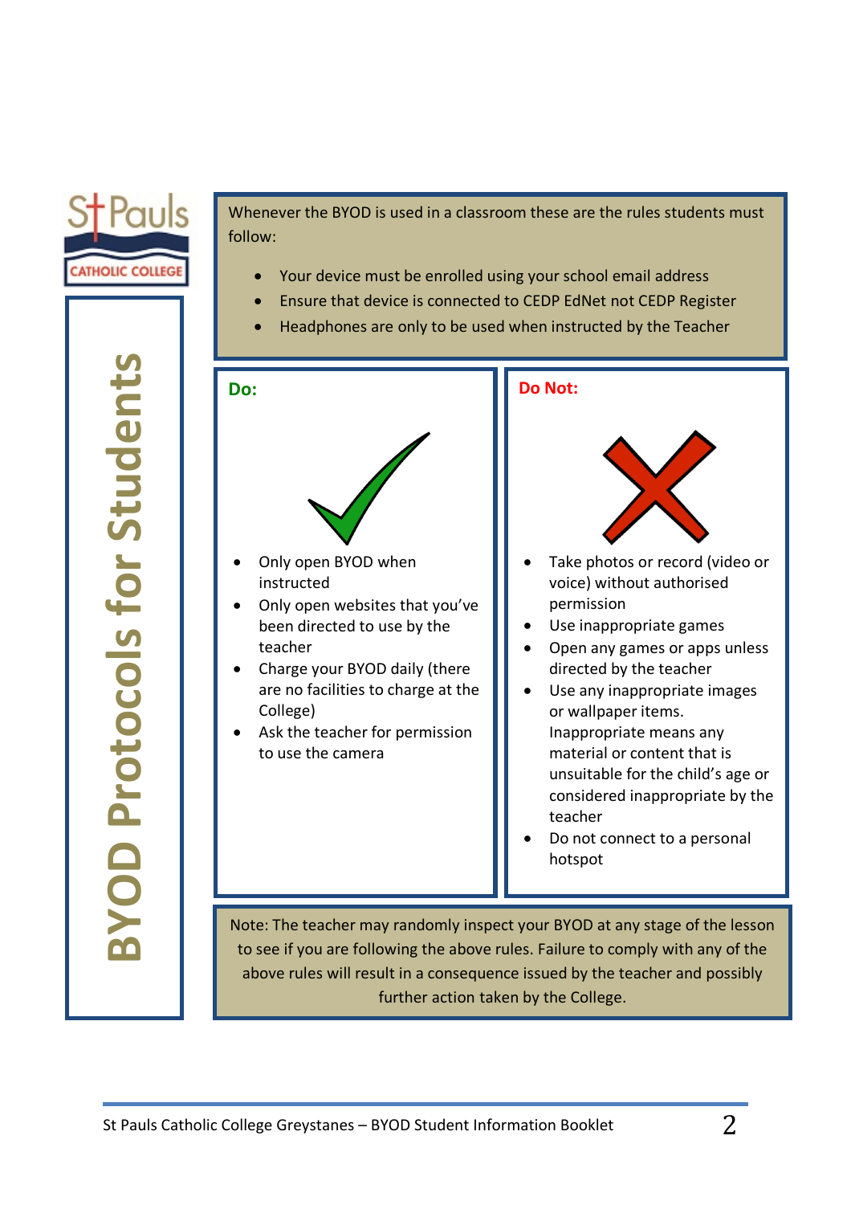# BYOD Protocols for Students

Whenever the BYOD is used in a classroom these are the rules students must follow:

- Your device must be enrolled using your school email address
- Ensure that device is connected to CEDP EdNet not CEDP Register
- Headphones are only to be used when instructed by the Teacher

## Do:

- Only open BYOD when instructed
- Only open websites that you've been directed to use by the teacher
- Charge your BYOD daily (there are no facilities to charge at the College)
- Ask the teacher for permission to use the camera

## Do Not:

- Take photos or record (video or voice) without authorised permission
- Use inappropriate games
- Open any games or apps unless directed by the teacher
- Use any inappropriate images or wallpaper items. Inappropriate means any material or content that is unsuitable for the child's age or considered inappropriate by the teacher
- Do not connect to a personal hotspot

Note: The teacher may randomly inspect your BYOD at any stage of the lesson to see if you are following the above rules. Failure to comply with any of the above rules will result in a consequence issued by the teacher and possibly further action taken by the College.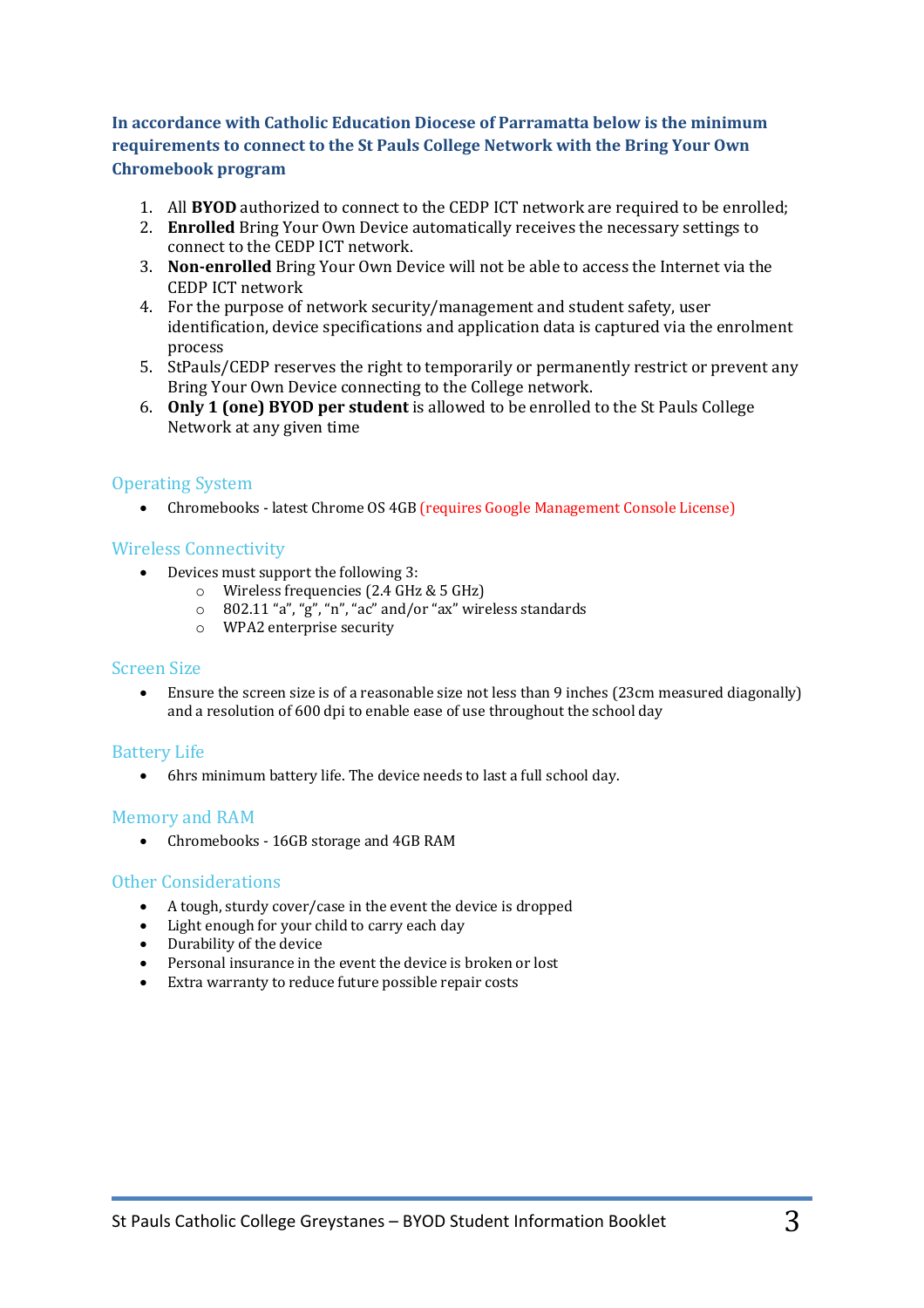## In accordance with Catholic Education Diocese of Parramatta below is the minimum requirements to connect to the St Pauls College Network with the Bring Your Own Chromebook program

1. All **BYOD** authorized to connect to the CEDP ICT network are required to be enrolled;
2. **Enrolled** Bring Your Own Device automatically receives the necessary settings to connect to the CEDP ICT network.
3. **Non-enrolled** Bring Your Own Device will not be able to access the Internet via the CEDP ICT network
4. For the purpose of network security/management and student safety, user identification, device specifications and application data is captured via the enrolment process
5. StPauls/CEDP reserves the right to temporarily or permanently restrict or prevent any Bring Your Own Device connecting to the College network.
6. **Only 1 (one) BYOD per student** is allowed to be enrolled to the St Pauls College Network at any given time

### Operating System

- Chromebooks - latest Chrome OS 4GB (requires Google Management Console License)

### Wireless Connectivity

- Devices must support the following 3:
  - Wireless frequencies (2.4 GHz & 5 GHz)
  - 802.11 "a", "g", "n", "ac" and/or "ax" wireless standards
  - WPA2 enterprise security

### Screen Size

- Ensure the screen size is of a reasonable size not less than 9 inches (23cm measured diagonally) and a resolution of 600 dpi to enable ease of use throughout the school day

### Battery Life

- 6hrs minimum battery life. The device needs to last a full school day.

### Memory and RAM

- Chromebooks - 16GB storage and 4GB RAM

### Other Considerations

- A tough, sturdy cover/case in the event the device is dropped
- Light enough for your child to carry each day
- Durability of the device
- Personal insurance in the event the device is broken or lost
- Extra warranty to reduce future possible repair costs